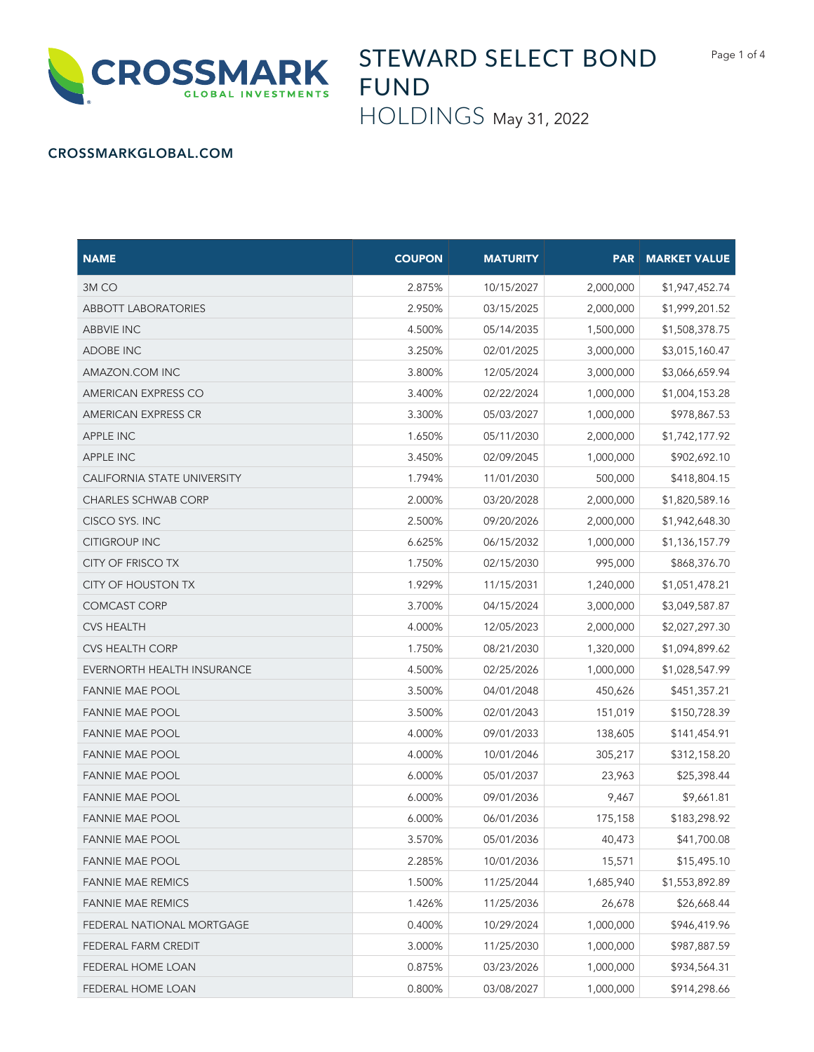CROSSMARK GLOBAL INVESTMENTS

# STEWARD SELECT BOND FUND

## HOLDINGS May 31, 2022

CROSSMARKGLOBAL.COM

| NAME | COUPON | MATURITY | PAR | MARKET VALUE |
|---|---|---|---|---|
| 3M CO | 2.875% | 10/15/2027 | 2,000,000 | $1,947,452.74 |
| ABBOTT LABORATORIES | 2.950% | 03/15/2025 | 2,000,000 | $1,999,201.52 |
| ABBVIE INC | 4.500% | 05/14/2035 | 1,500,000 | $1,508,378.75 |
| ADOBE INC | 3.250% | 02/01/2025 | 3,000,000 | $3,015,160.47 |
| AMAZON.COM INC | 3.800% | 12/05/2024 | 3,000,000 | $3,066,659.94 |
| AMERICAN EXPRESS CO | 3.400% | 02/22/2024 | 1,000,000 | $1,004,153.28 |
| AMERICAN EXPRESS CR | 3.300% | 05/03/2027 | 1,000,000 | $978,867.53 |
| APPLE INC | 1.650% | 05/11/2030 | 2,000,000 | $1,742,177.92 |
| APPLE INC | 3.450% | 02/09/2045 | 1,000,000 | $902,692.10 |
| CALIFORNIA STATE UNIVERSITY | 1.794% | 11/01/2030 | 500,000 | $418,804.15 |
| CHARLES SCHWAB CORP | 2.000% | 03/20/2028 | 2,000,000 | $1,820,589.16 |
| CISCO SYS. INC | 2.500% | 09/20/2026 | 2,000,000 | $1,942,648.30 |
| CITIGROUP INC | 6.625% | 06/15/2032 | 1,000,000 | $1,136,157.79 |
| CITY OF FRISCO TX | 1.750% | 02/15/2030 | 995,000 | $868,376.70 |
| CITY OF HOUSTON TX | 1.929% | 11/15/2031 | 1,240,000 | $1,051,478.21 |
| COMCAST CORP | 3.700% | 04/15/2024 | 3,000,000 | $3,049,587.87 |
| CVS HEALTH | 4.000% | 12/05/2023 | 2,000,000 | $2,027,297.30 |
| CVS HEALTH CORP | 1.750% | 08/21/2030 | 1,320,000 | $1,094,899.62 |
| EVERNORTH HEALTH INSURANCE | 4.500% | 02/25/2026 | 1,000,000 | $1,028,547.99 |
| FANNIE MAE POOL | 3.500% | 04/01/2048 | 450,626 | $451,357.21 |
| FANNIE MAE POOL | 3.500% | 02/01/2043 | 151,019 | $150,728.39 |
| FANNIE MAE POOL | 4.000% | 09/01/2033 | 138,605 | $141,454.91 |
| FANNIE MAE POOL | 4.000% | 10/01/2046 | 305,217 | $312,158.20 |
| FANNIE MAE POOL | 6.000% | 05/01/2037 | 23,963 | $25,398.44 |
| FANNIE MAE POOL | 6.000% | 09/01/2036 | 9,467 | $9,661.81 |
| FANNIE MAE POOL | 6.000% | 06/01/2036 | 175,158 | $183,298.92 |
| FANNIE MAE POOL | 3.570% | 05/01/2036 | 40,473 | $41,700.08 |
| FANNIE MAE POOL | 2.285% | 10/01/2036 | 15,571 | $15,495.10 |
| FANNIE MAE REMICS | 1.500% | 11/25/2044 | 1,685,940 | $1,553,892.89 |
| FANNIE MAE REMICS | 1.426% | 11/25/2036 | 26,678 | $26,668.44 |
| FEDERAL NATIONAL MORTGAGE | 0.400% | 10/29/2024 | 1,000,000 | $946,419.96 |
| FEDERAL FARM CREDIT | 3.000% | 11/25/2030 | 1,000,000 | $987,887.59 |
| FEDERAL HOME LOAN | 0.875% | 03/23/2026 | 1,000,000 | $934,564.31 |
| FEDERAL HOME LOAN | 0.800% | 03/08/2027 | 1,000,000 | $914,298.66 |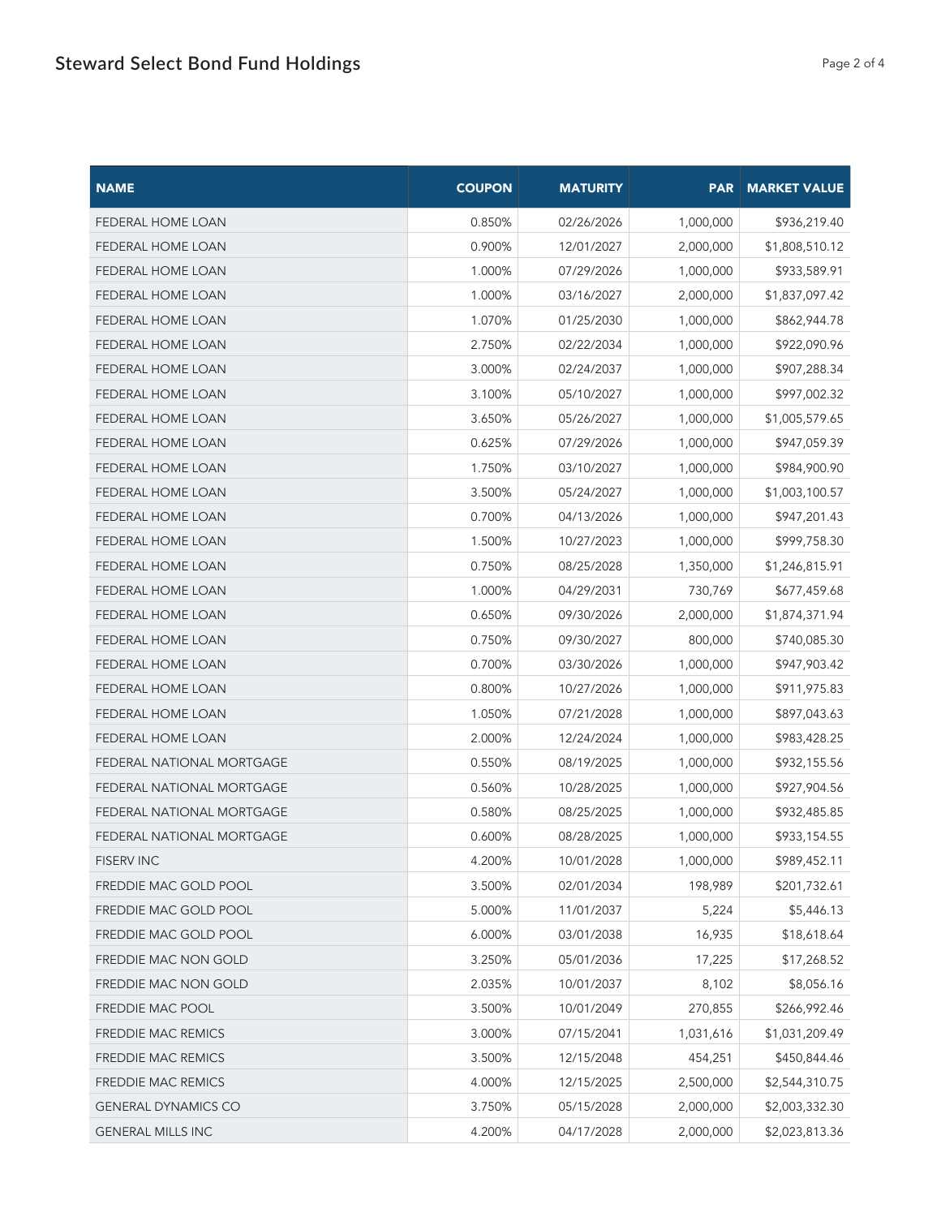| NAME | COUPON | MATURITY | PAR | MARKET VALUE |
|---|---|---|---|---|
| FEDERAL HOME LOAN | 0.850% | 02/26/2026 | 1,000,000 | $936,219.40 |
| FEDERAL HOME LOAN | 0.900% | 12/01/2027 | 2,000,000 | $1,808,510.12 |
| FEDERAL HOME LOAN | 1.000% | 07/29/2026 | 1,000,000 | $933,589.91 |
| FEDERAL HOME LOAN | 1.000% | 03/16/2027 | 2,000,000 | $1,837,097.42 |
| FEDERAL HOME LOAN | 1.070% | 01/25/2030 | 1,000,000 | $862,944.78 |
| FEDERAL HOME LOAN | 2.750% | 02/22/2034 | 1,000,000 | $922,090.96 |
| FEDERAL HOME LOAN | 3.000% | 02/24/2037 | 1,000,000 | $907,288.34 |
| FEDERAL HOME LOAN | 3.100% | 05/10/2027 | 1,000,000 | $997,002.32 |
| FEDERAL HOME LOAN | 3.650% | 05/26/2027 | 1,000,000 | $1,005,579.65 |
| FEDERAL HOME LOAN | 0.625% | 07/29/2026 | 1,000,000 | $947,059.39 |
| FEDERAL HOME LOAN | 1.750% | 03/10/2027 | 1,000,000 | $984,900.90 |
| FEDERAL HOME LOAN | 3.500% | 05/24/2027 | 1,000,000 | $1,003,100.57 |
| FEDERAL HOME LOAN | 0.700% | 04/13/2026 | 1,000,000 | $947,201.43 |
| FEDERAL HOME LOAN | 1.500% | 10/27/2023 | 1,000,000 | $999,758.30 |
| FEDERAL HOME LOAN | 0.750% | 08/25/2028 | 1,350,000 | $1,246,815.91 |
| FEDERAL HOME LOAN | 1.000% | 04/29/2031 | 730,769 | $677,459.68 |
| FEDERAL HOME LOAN | 0.650% | 09/30/2026 | 2,000,000 | $1,874,371.94 |
| FEDERAL HOME LOAN | 0.750% | 09/30/2027 | 800,000 | $740,085.30 |
| FEDERAL HOME LOAN | 0.700% | 03/30/2026 | 1,000,000 | $947,903.42 |
| FEDERAL HOME LOAN | 0.800% | 10/27/2026 | 1,000,000 | $911,975.83 |
| FEDERAL HOME LOAN | 1.050% | 07/21/2028 | 1,000,000 | $897,043.63 |
| FEDERAL HOME LOAN | 2.000% | 12/24/2024 | 1,000,000 | $983,428.25 |
| FEDERAL NATIONAL MORTGAGE | 0.550% | 08/19/2025 | 1,000,000 | $932,155.56 |
| FEDERAL NATIONAL MORTGAGE | 0.560% | 10/28/2025 | 1,000,000 | $927,904.56 |
| FEDERAL NATIONAL MORTGAGE | 0.580% | 08/25/2025 | 1,000,000 | $932,485.85 |
| FEDERAL NATIONAL MORTGAGE | 0.600% | 08/28/2025 | 1,000,000 | $933,154.55 |
| FISERV INC | 4.200% | 10/01/2028 | 1,000,000 | $989,452.11 |
| FREDDIE MAC GOLD POOL | 3.500% | 02/01/2034 | 198,989 | $201,732.61 |
| FREDDIE MAC GOLD POOL | 5.000% | 11/01/2037 | 5,224 | $5,446.13 |
| FREDDIE MAC GOLD POOL | 6.000% | 03/01/2038 | 16,935 | $18,618.64 |
| FREDDIE MAC NON GOLD | 3.250% | 05/01/2036 | 17,225 | $17,268.52 |
| FREDDIE MAC NON GOLD | 2.035% | 10/01/2037 | 8,102 | $8,056.16 |
| FREDDIE MAC POOL | 3.500% | 10/01/2049 | 270,855 | $266,992.46 |
| FREDDIE MAC REMICS | 3.000% | 07/15/2041 | 1,031,616 | $1,031,209.49 |
| FREDDIE MAC REMICS | 3.500% | 12/15/2048 | 454,251 | $450,844.46 |
| FREDDIE MAC REMICS | 4.000% | 12/15/2025 | 2,500,000 | $2,544,310.75 |
| GENERAL DYNAMICS CO | 3.750% | 05/15/2028 | 2,000,000 | $2,003,332.30 |
| GENERAL MILLS INC | 4.200% | 04/17/2028 | 2,000,000 | $2,023,813.36 |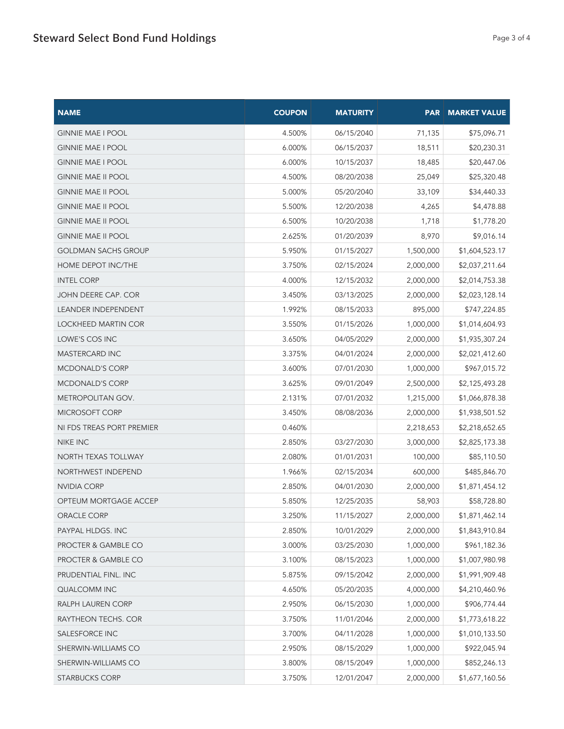# Steward Select Bond Fund Holdings

| NAME | COUPON | MATURITY | PAR | MARKET VALUE |
|---|---|---|---|---|
| GINNIE MAE I POOL | 4.500% | 06/15/2040 | 71,135 | $75,096.71 |
| GINNIE MAE I POOL | 6.000% | 06/15/2037 | 18,511 | $20,230.31 |
| GINNIE MAE I POOL | 6.000% | 10/15/2037 | 18,485 | $20,447.06 |
| GINNIE MAE II POOL | 4.500% | 08/20/2038 | 25,049 | $25,320.48 |
| GINNIE MAE II POOL | 5.000% | 05/20/2040 | 33,109 | $34,440.33 |
| GINNIE MAE II POOL | 5.500% | 12/20/2038 | 4,265 | $4,478.88 |
| GINNIE MAE II POOL | 6.500% | 10/20/2038 | 1,718 | $1,778.20 |
| GINNIE MAE II POOL | 2.625% | 01/20/2039 | 8,970 | $9,016.14 |
| GOLDMAN SACHS GROUP | 5.950% | 01/15/2027 | 1,500,000 | $1,604,523.17 |
| HOME DEPOT INC/THE | 3.750% | 02/15/2024 | 2,000,000 | $2,037,211.64 |
| INTEL CORP | 4.000% | 12/15/2032 | 2,000,000 | $2,014,753.38 |
| JOHN DEERE CAP. COR | 3.450% | 03/13/2025 | 2,000,000 | $2,023,128.14 |
| LEANDER INDEPENDENT | 1.992% | 08/15/2033 | 895,000 | $747,224.85 |
| LOCKHEED MARTIN COR | 3.550% | 01/15/2026 | 1,000,000 | $1,014,604.93 |
| LOWE'S COS INC | 3.650% | 04/05/2029 | 2,000,000 | $1,935,307.24 |
| MASTERCARD INC | 3.375% | 04/01/2024 | 2,000,000 | $2,021,412.60 |
| MCDONALD'S CORP | 3.600% | 07/01/2030 | 1,000,000 | $967,015.72 |
| MCDONALD'S CORP | 3.625% | 09/01/2049 | 2,500,000 | $2,125,493.28 |
| METROPOLITAN GOV. | 2.131% | 07/01/2032 | 1,215,000 | $1,066,878.38 |
| MICROSOFT CORP | 3.450% | 08/08/2036 | 2,000,000 | $1,938,501.52 |
| NI FDS TREAS PORT PREMIER | 0.460% | | 2,218,653 | $2,218,652.65 |
| NIKE INC | 2.850% | 03/27/2030 | 3,000,000 | $2,825,173.38 |
| NORTH TEXAS TOLLWAY | 2.080% | 01/01/2031 | 100,000 | $85,110.50 |
| NORTHWEST INDEPEND | 1.966% | 02/15/2034 | 600,000 | $485,846.70 |
| NVIDIA CORP | 2.850% | 04/01/2030 | 2,000,000 | $1,871,454.12 |
| OPTEUM MORTGAGE ACCEP | 5.850% | 12/25/2035 | 58,903 | $58,728.80 |
| ORACLE CORP | 3.250% | 11/15/2027 | 2,000,000 | $1,871,462.14 |
| PAYPAL HLDGS. INC | 2.850% | 10/01/2029 | 2,000,000 | $1,843,910.84 |
| PROCTER & GAMBLE CO | 3.000% | 03/25/2030 | 1,000,000 | $961,182.36 |
| PROCTER & GAMBLE CO | 3.100% | 08/15/2023 | 1,000,000 | $1,007,980.98 |
| PRUDENTIAL FINL. INC | 5.875% | 09/15/2042 | 2,000,000 | $1,991,909.48 |
| QUALCOMM INC | 4.650% | 05/20/2035 | 4,000,000 | $4,210,460.96 |
| RALPH LAUREN CORP | 2.950% | 06/15/2030 | 1,000,000 | $906,774.44 |
| RAYTHEON TECHS. COR | 3.750% | 11/01/2046 | 2,000,000 | $1,773,618.22 |
| SALESFORCE INC | 3.700% | 04/11/2028 | 1,000,000 | $1,010,133.50 |
| SHERWIN-WILLIAMS CO | 2.950% | 08/15/2029 | 1,000,000 | $922,045.94 |
| SHERWIN-WILLIAMS CO | 3.800% | 08/15/2049 | 1,000,000 | $852,246.13 |
| STARBUCKS CORP | 3.750% | 12/01/2047 | 2,000,000 | $1,677,160.56 |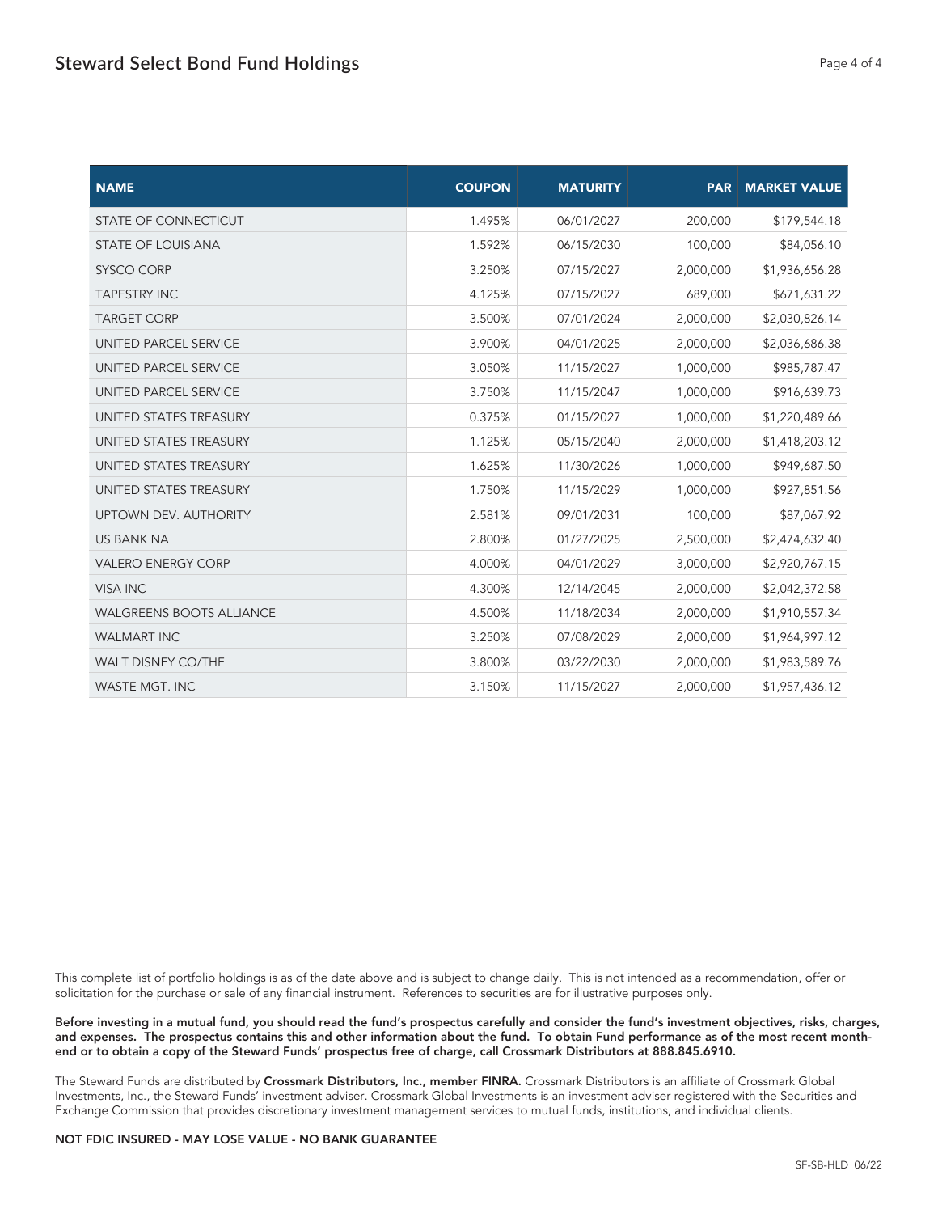| NAME | COUPON | MATURITY | PAR | MARKET VALUE |
|---|---|---|---|---|
| STATE OF CONNECTICUT | 1.495% | 06/01/2027 | 200,000 | $179,544.18 |
| STATE OF LOUISIANA | 1.592% | 06/15/2030 | 100,000 | $84,056.10 |
| SYSCO CORP | 3.250% | 07/15/2027 | 2,000,000 | $1,936,656.28 |
| TAPESTRY INC | 4.125% | 07/15/2027 | 689,000 | $671,631.22 |
| TARGET CORP | 3.500% | 07/01/2024 | 2,000,000 | $2,030,826.14 |
| UNITED PARCEL SERVICE | 3.900% | 04/01/2025 | 2,000,000 | $2,036,686.38 |
| UNITED PARCEL SERVICE | 3.050% | 11/15/2027 | 1,000,000 | $985,787.47 |
| UNITED PARCEL SERVICE | 3.750% | 11/15/2047 | 1,000,000 | $916,639.73 |
| UNITED STATES TREASURY | 0.375% | 01/15/2027 | 1,000,000 | $1,220,489.66 |
| UNITED STATES TREASURY | 1.125% | 05/15/2040 | 2,000,000 | $1,418,203.12 |
| UNITED STATES TREASURY | 1.625% | 11/30/2026 | 1,000,000 | $949,687.50 |
| UNITED STATES TREASURY | 1.750% | 11/15/2029 | 1,000,000 | $927,851.56 |
| UPTOWN DEV. AUTHORITY | 2.581% | 09/01/2031 | 100,000 | $87,067.92 |
| US BANK NA | 2.800% | 01/27/2025 | 2,500,000 | $2,474,632.40 |
| VALERO ENERGY CORP | 4.000% | 04/01/2029 | 3,000,000 | $2,920,767.15 |
| VISA INC | 4.300% | 12/14/2045 | 2,000,000 | $2,042,372.58 |
| WALGREENS BOOTS ALLIANCE | 4.500% | 11/18/2034 | 2,000,000 | $1,910,557.34 |
| WALMART INC | 3.250% | 07/08/2029 | 2,000,000 | $1,964,997.12 |
| WALT DISNEY CO/THE | 3.800% | 03/22/2030 | 2,000,000 | $1,983,589.76 |
| WASTE MGT. INC | 3.150% | 11/15/2027 | 2,000,000 | $1,957,436.12 |

This complete list of portfolio holdings is as of the date above and is subject to change daily. This is not intended as a recommendation, offer or solicitation for the purchase or sale of any financial instrument. References to securities are for illustrative purposes only.

**Before investing in a mutual fund, you should read the fund's prospectus carefully and consider the fund's investment objectives, risks, charges, and expenses. The prospectus contains this and other information about the fund. To obtain Fund performance as of the most recent month-end or to obtain a copy of the Steward Funds' prospectus free of charge, call Crossmark Distributors at 888.845.6910.**

The Steward Funds are distributed by **Crossmark Distributors, Inc., member FINRA.** Crossmark Distributors is an affiliate of Crossmark Global Investments, Inc., the Steward Funds' investment adviser. Crossmark Global Investments is an investment adviser registered with the Securities and Exchange Commission that provides discretionary investment management services to mutual funds, institutions, and individual clients.

**NOT FDIC INSURED - MAY LOSE VALUE - NO BANK GUARANTEE**

SF-SB-HLD 06/22